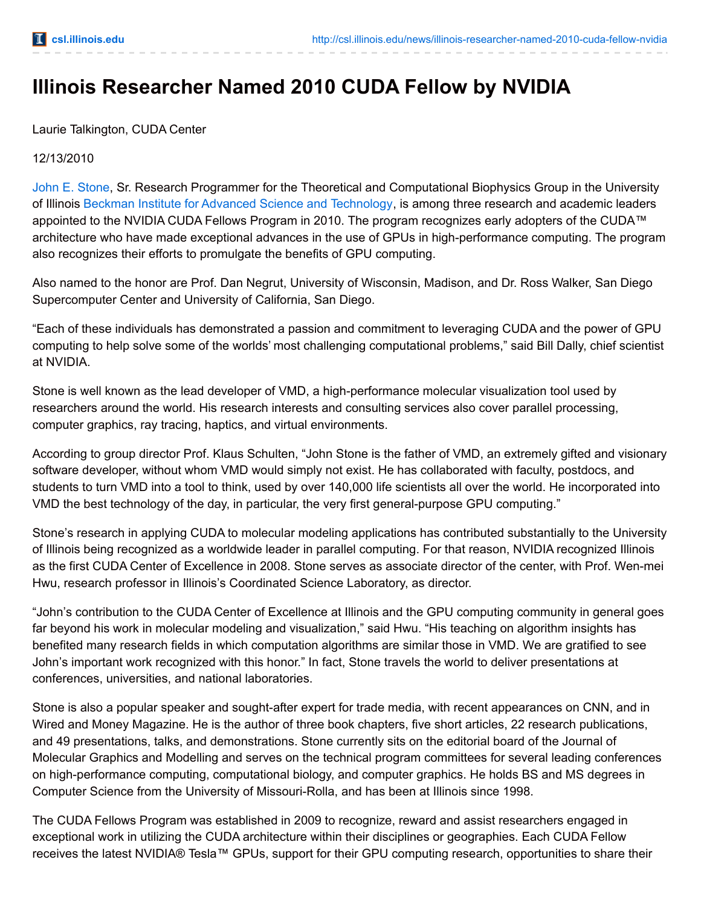# Illinois Researcher Named 2010 CUDA Fellow by NVIDIA

Laurie Talkington, CUDA Center

12/13/2010

John E. Stone, Sr. Research Programmer for the Theoretical and Computational Biophysics Group in the University of Illinois Beckman Institute for Advanced Science and Technology, is among three research and academic leaders appointed to the NVIDIA CUDA Fellows Program in 2010. The program recognizes early adopters of the CUDA™ architecture who have made exceptional advances in the use of GPUs in high-performance computing. The program also recognizes their efforts to promulgate the benefits of GPU computing.

Also named to the honor are Prof. Dan Negrut, University of Wisconsin, Madison, and Dr. Ross Walker, San Diego Supercomputer Center and University of California, San Diego.

“Each of these individuals has demonstrated a passion and commitment to leveraging CUDA and the power of GPU computing to help solve some of the worlds’ most challenging computational problems,” said Bill Dally, chief scientist at NVIDIA.

Stone is well known as the lead developer of VMD, a high-performance molecular visualization tool used by researchers around the world. His research interests and consulting services also cover parallel processing, computer graphics, ray tracing, haptics, and virtual environments.

According to group director Prof. Klaus Schulten, “John Stone is the father of VMD, an extremely gifted and visionary software developer, without whom VMD would simply not exist. He has collaborated with faculty, postdocs, and students to turn VMD into a tool to think, used by over 140,000 life scientists all over the world. He incorporated into VMD the best technology of the day, in particular, the very first general-purpose GPU computing.”

Stone’s research in applying CUDA to molecular modeling applications has contributed substantially to the University of Illinois being recognized as a worldwide leader in parallel computing. For that reason, NVIDIA recognized Illinois as the first CUDA Center of Excellence in 2008. Stone serves as associate director of the center, with Prof. Wen-mei Hwu, research professor in Illinois’s Coordinated Science Laboratory, as director.

“John’s contribution to the CUDA Center of Excellence at Illinois and the GPU computing community in general goes far beyond his work in molecular modeling and visualization,” said Hwu. “His teaching on algorithm insights has benefited many research fields in which computation algorithms are similar those in VMD. We are gratified to see John’s important work recognized with this honor.” In fact, Stone travels the world to deliver presentations at conferences, universities, and national laboratories.

Stone is also a popular speaker and sought-after expert for trade media, with recent appearances on CNN, and in Wired and Money Magazine. He is the author of three book chapters, five short articles, 22 research publications, and 49 presentations, talks, and demonstrations. Stone currently sits on the editorial board of the Journal of Molecular Graphics and Modelling and serves on the technical program committees for several leading conferences on high-performance computing, computational biology, and computer graphics. He holds BS and MS degrees in Computer Science from the University of Missouri-Rolla, and has been at Illinois since 1998.

The CUDA Fellows Program was established in 2009 to recognize, reward and assist researchers engaged in exceptional work in utilizing the CUDA architecture within their disciplines or geographies. Each CUDA Fellow receives the latest NVIDIA® Tesla™ GPUs, support for their GPU computing research, opportunities to share their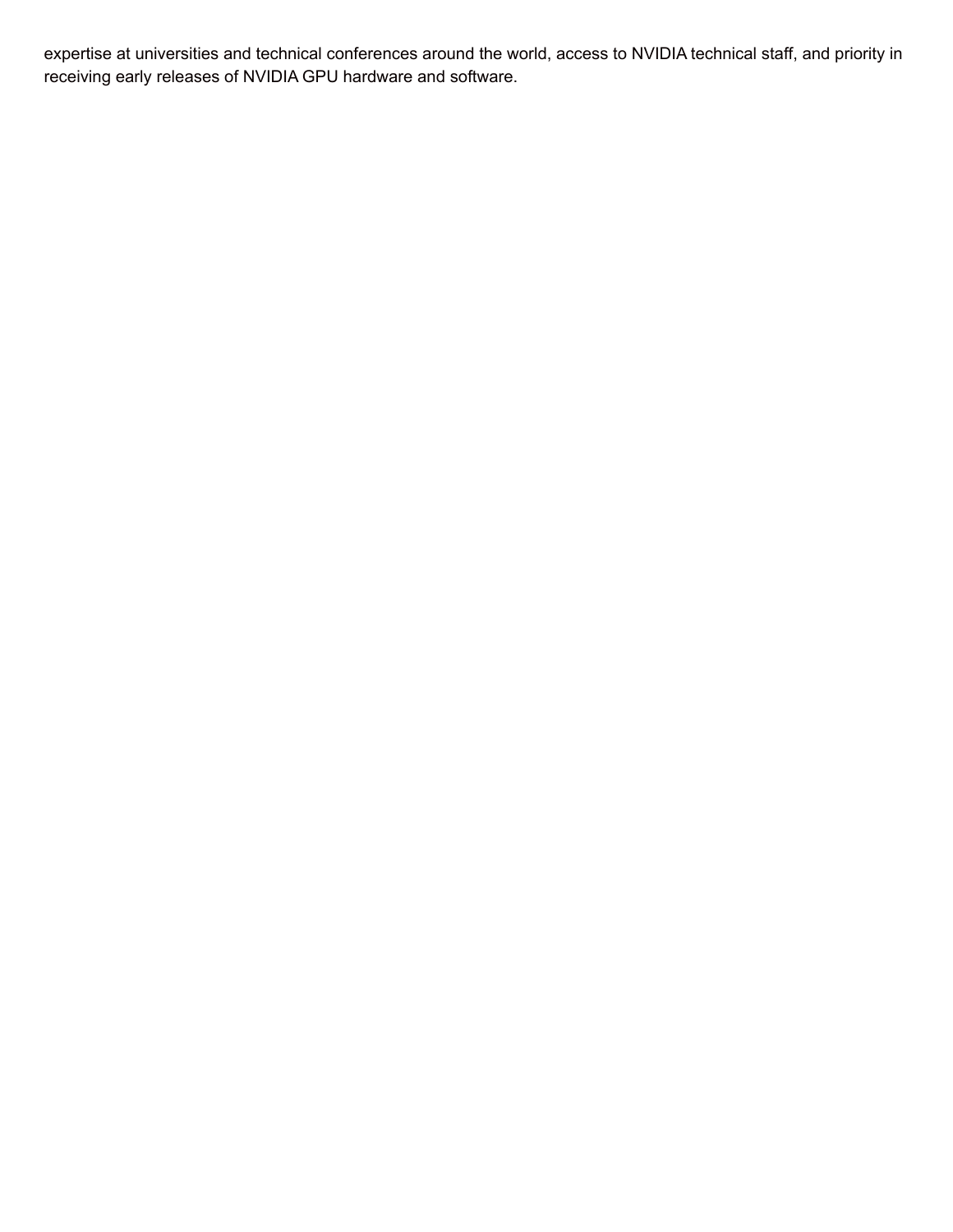expertise at universities and technical conferences around the world, access to NVIDIA technical staff, and priority in receiving early releases of NVIDIA GPU hardware and software.